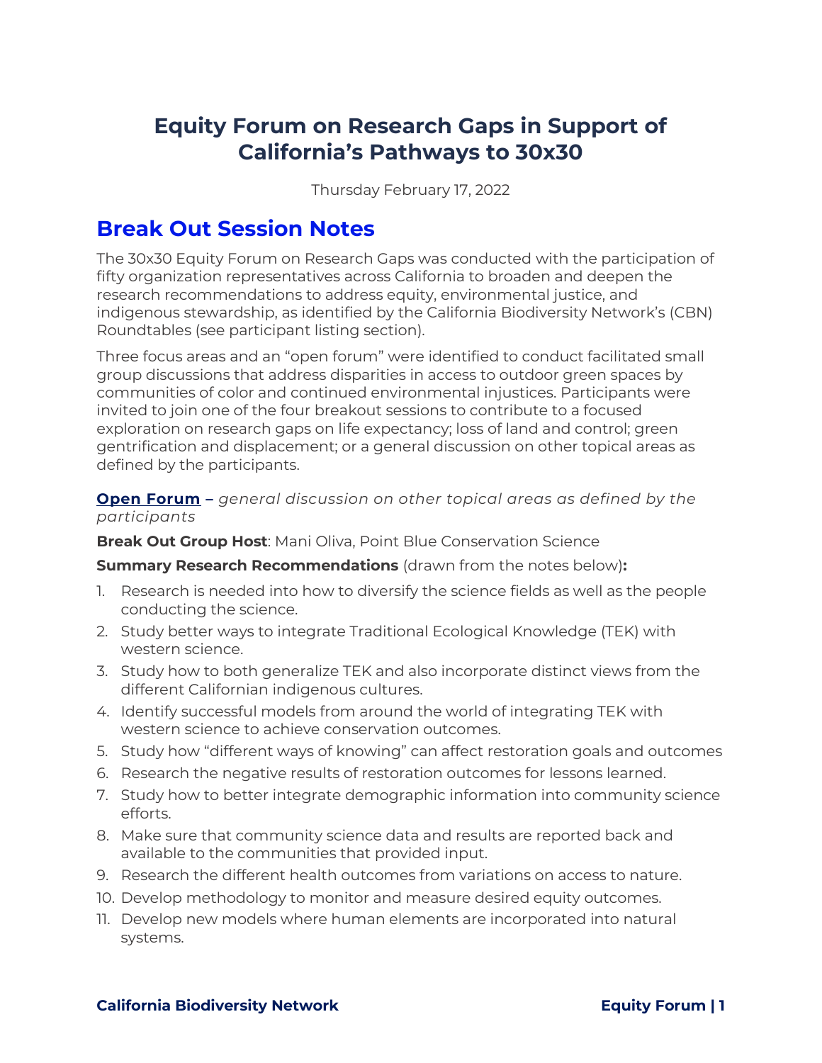# Equity Forum on Research Gaps in Support of California's Pathways to 30x30

Thursday February 17, 2022

## Break Out Session Notes

The 30x30 Equity Forum on Research Gaps was conducted with the participation of fifty organization representatives across California to broaden and deepen the research recommendations to address equity, environmental justice, and indigenous stewardship, as identified by the California Biodiversity Network's (CBN) Roundtables (see participant listing section).

Three focus areas and an "open forum" were identified to conduct facilitated small group discussions that address disparities in access to outdoor green spaces by communities of color and continued environmental injustices. Participants were invited to join one of the four breakout sessions to contribute to a focused exploration on research gaps on life expectancy; loss of land and control; green gentrification and displacement; or a general discussion on other topical areas as defined by the participants.

**Open Forum** – *general discussion on other topical areas as defined by the participants*

**Break Out Group Host**: Mani Oliva, Point Blue Conservation Science

**Summary Research Recommendations** (drawn from the notes below)**:**

1. Research is needed into how to diversify the science fields as well as the people conducting the science.
2. Study better ways to integrate Traditional Ecological Knowledge (TEK) with western science.
3. Study how to both generalize TEK and also incorporate distinct views from the different Californian indigenous cultures.
4. Identify successful models from around the world of integrating TEK with western science to achieve conservation outcomes.
5. Study how "different ways of knowing" can affect restoration goals and outcomes
6. Research the negative results of restoration outcomes for lessons learned.
7. Study how to better integrate demographic information into community science efforts.
8. Make sure that community science data and results are reported back and available to the communities that provided input.
9. Research the different health outcomes from variations on access to nature.
10. Develop methodology to monitor and measure desired equity outcomes.
11. Develop new models where human elements are incorporated into natural systems.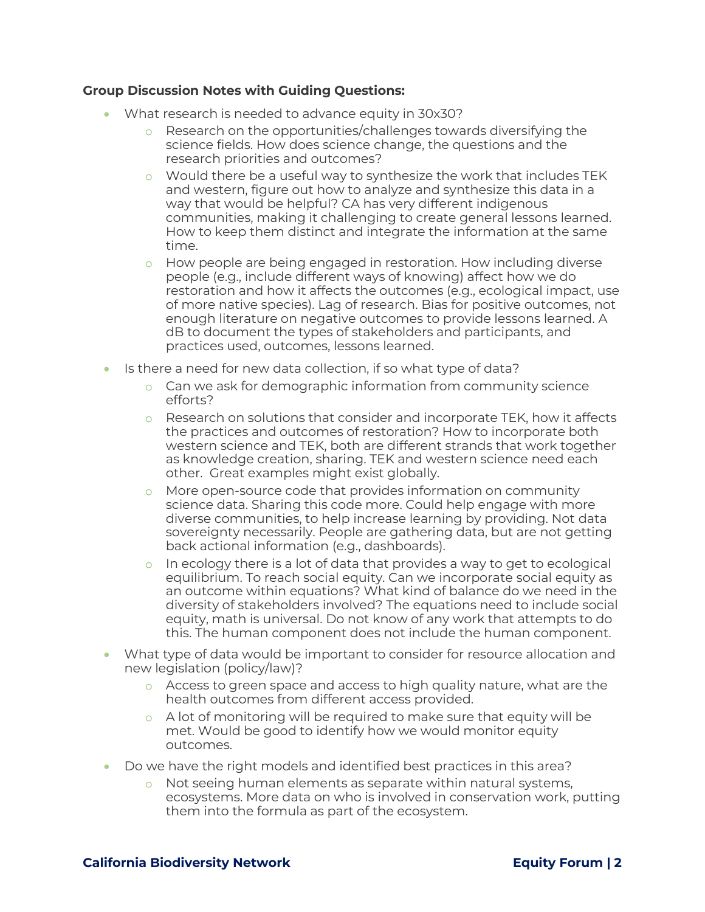**Group Discussion Notes with Guiding Questions:**

- What research is needed to advance equity in 30x30?
    - Research on the opportunities/challenges towards diversifying the science fields. How does science change, the questions and the research priorities and outcomes?
    - Would there be a useful way to synthesize the work that includes TEK and western, figure out how to analyze and synthesize this data in a way that would be helpful? CA has very different indigenous communities, making it challenging to create general lessons learned. How to keep them distinct and integrate the information at the same time.
    - How people are being engaged in restoration. How including diverse people (e.g., include different ways of knowing) affect how we do restoration and how it affects the outcomes (e.g., ecological impact, use of more native species). Lag of research. Bias for positive outcomes, not enough literature on negative outcomes to provide lessons learned. A dB to document the types of stakeholders and participants, and practices used, outcomes, lessons learned.
- Is there a need for new data collection, if so what type of data?
    - Can we ask for demographic information from community science efforts?
    - Research on solutions that consider and incorporate TEK, how it affects the practices and outcomes of restoration? How to incorporate both western science and TEK, both are different strands that work together as knowledge creation, sharing. TEK and western science need each other. Great examples might exist globally.
    - More open-source code that provides information on community science data. Sharing this code more. Could help engage with more diverse communities, to help increase learning by providing. Not data sovereignty necessarily. People are gathering data, but are not getting back actional information (e.g., dashboards).
    - In ecology there is a lot of data that provides a way to get to ecological equilibrium. To reach social equity. Can we incorporate social equity as an outcome within equations? What kind of balance do we need in the diversity of stakeholders involved? The equations need to include social equity, math is universal. Do not know of any work that attempts to do this. The human component does not include the human component.
- What type of data would be important to consider for resource allocation and new legislation (policy/law)?
    - Access to green space and access to high quality nature, what are the health outcomes from different access provided.
    - A lot of monitoring will be required to make sure that equity will be met. Would be good to identify how we would monitor equity outcomes.
- Do we have the right models and identified best practices in this area?
    - Not seeing human elements as separate within natural systems, ecosystems. More data on who is involved in conservation work, putting them into the formula as part of the ecosystem.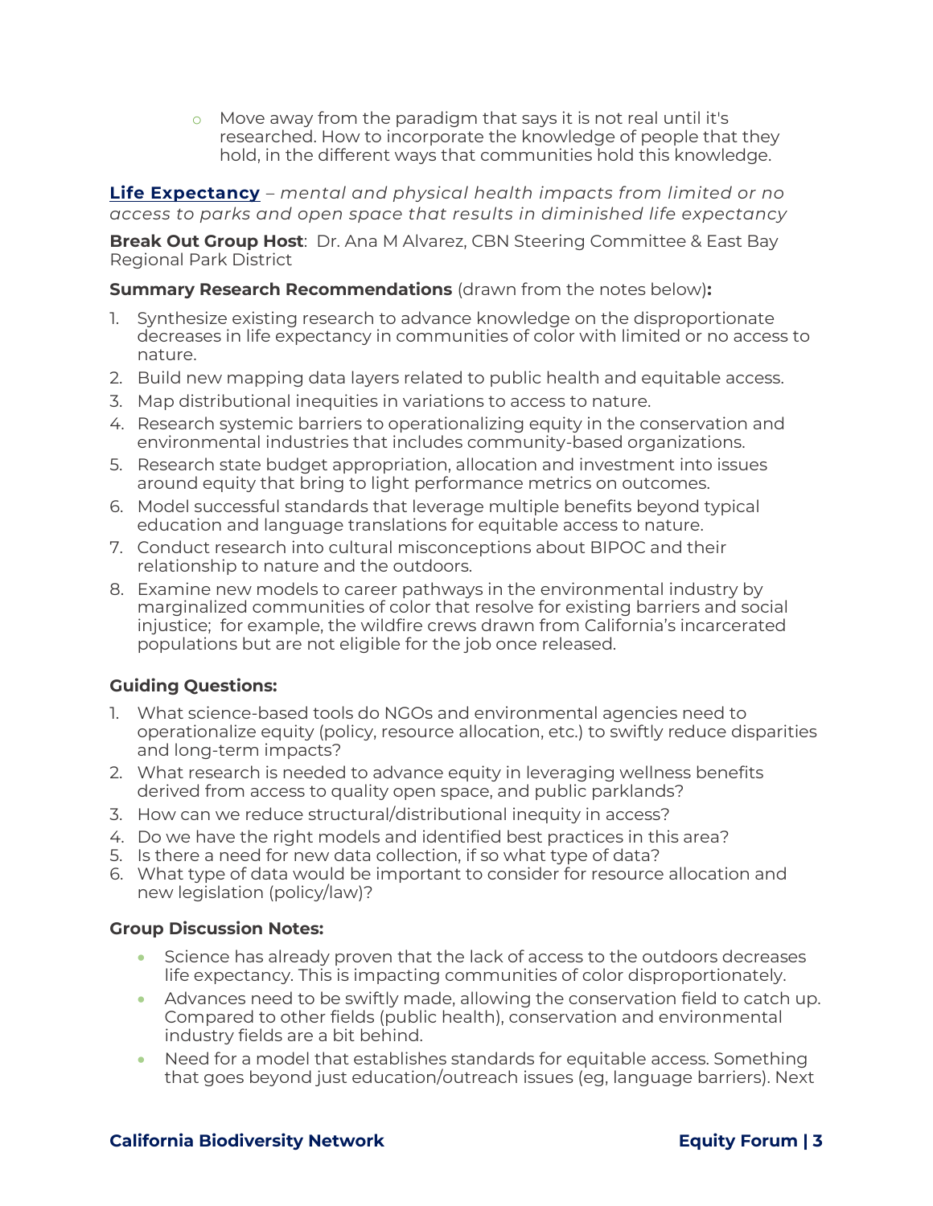- Move away from the paradigm that says it is not real until it's researched. How to incorporate the knowledge of people that they hold, in the different ways that communities hold this knowledge.

**Life Expectancy** – *mental and physical health impacts from limited or no access to parks and open space that results in diminished life expectancy*

**Break Out Group Host**: Dr. Ana M Alvarez, CBN Steering Committee & East Bay Regional Park District

**Summary Research Recommendations** (drawn from the notes below)**:**

1. Synthesize existing research to advance knowledge on the disproportionate decreases in life expectancy in communities of color with limited or no access to nature.
2. Build new mapping data layers related to public health and equitable access.
3. Map distributional inequities in variations to access to nature.
4. Research systemic barriers to operationalizing equity in the conservation and environmental industries that includes community-based organizations.
5. Research state budget appropriation, allocation and investment into issues around equity that bring to light performance metrics on outcomes.
6. Model successful standards that leverage multiple benefits beyond typical education and language translations for equitable access to nature.
7. Conduct research into cultural misconceptions about BIPOC and their relationship to nature and the outdoors.
8. Examine new models to career pathways in the environmental industry by marginalized communities of color that resolve for existing barriers and social injustice; for example, the wildfire crews drawn from California's incarcerated populations but are not eligible for the job once released.

**Guiding Questions:**

1. What science-based tools do NGOs and environmental agencies need to operationalize equity (policy, resource allocation, etc.) to swiftly reduce disparities and long-term impacts?
2. What research is needed to advance equity in leveraging wellness benefits derived from access to quality open space, and public parklands?
3. How can we reduce structural/distributional inequity in access?
4. Do we have the right models and identified best practices in this area?
5. Is there a need for new data collection, if so what type of data?
6. What type of data would be important to consider for resource allocation and new legislation (policy/law)?

**Group Discussion Notes:**

- Science has already proven that the lack of access to the outdoors decreases life expectancy. This is impacting communities of color disproportionately.
- Advances need to be swiftly made, allowing the conservation field to catch up. Compared to other fields (public health), conservation and environmental industry fields are a bit behind.
- Need for a model that establishes standards for equitable access. Something that goes beyond just education/outreach issues (eg, language barriers). Next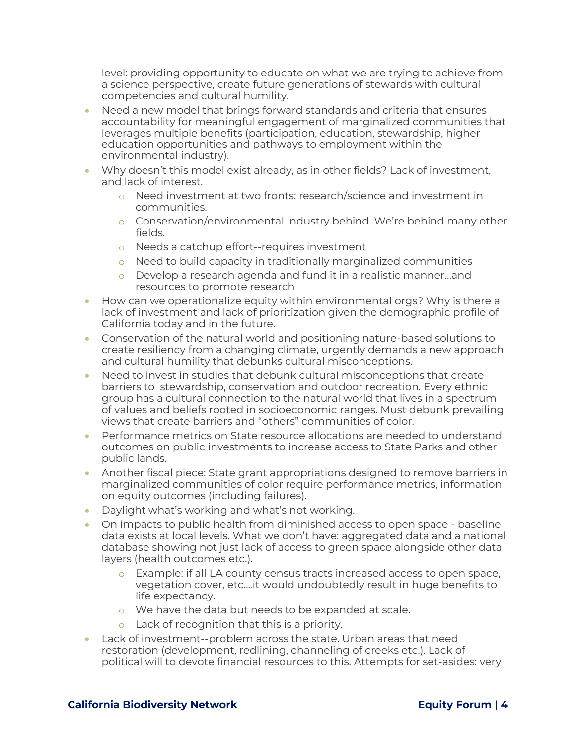level: providing opportunity to educate on what we are trying to achieve from a science perspective, create future generations of stewards with cultural competencies and cultural humility.

- Need a new model that brings forward standards and criteria that ensures accountability for meaningful engagement of marginalized communities that leverages multiple benefits (participation, education, stewardship, higher education opportunities and pathways to employment within the environmental industry).
- Why doesn't this model exist already, as in other fields? Lack of investment, and lack of interest.
    - Need investment at two fronts: research/science and investment in communities.
    - Conservation/environmental industry behind. We're behind many other fields.
    - Needs a catchup effort--requires investment
    - Need to build capacity in traditionally marginalized communities
    - Develop a research agenda and fund it in a realistic manner...and resources to promote research
- How can we operationalize equity within environmental orgs? Why is there a lack of investment and lack of prioritization given the demographic profile of California today and in the future.
- Conservation of the natural world and positioning nature-based solutions to create resiliency from a changing climate, urgently demands a new approach and cultural humility that debunks cultural misconceptions.
- Need to invest in studies that debunk cultural misconceptions that create barriers to stewardship, conservation and outdoor recreation. Every ethnic group has a cultural connection to the natural world that lives in a spectrum of values and beliefs rooted in socioeconomic ranges. Must debunk prevailing views that create barriers and "others" communities of color.
- Performance metrics on State resource allocations are needed to understand outcomes on public investments to increase access to State Parks and other public lands.
- Another fiscal piece: State grant appropriations designed to remove barriers in marginalized communities of color require performance metrics, information on equity outcomes (including failures).
- Daylight what's working and what's not working.
- On impacts to public health from diminished access to open space - baseline data exists at local levels. What we don't have: aggregated data and a national database showing not just lack of access to green space alongside other data layers (health outcomes etc.).
    - Example: if all LA county census tracts increased access to open space, vegetation cover, etc....it would undoubtedly result in huge benefits to life expectancy.
    - We have the data but needs to be expanded at scale.
    - Lack of recognition that this is a priority.
- Lack of investment--problem across the state. Urban areas that need restoration (development, redlining, channeling of creeks etc.). Lack of political will to devote financial resources to this. Attempts for set-asides: very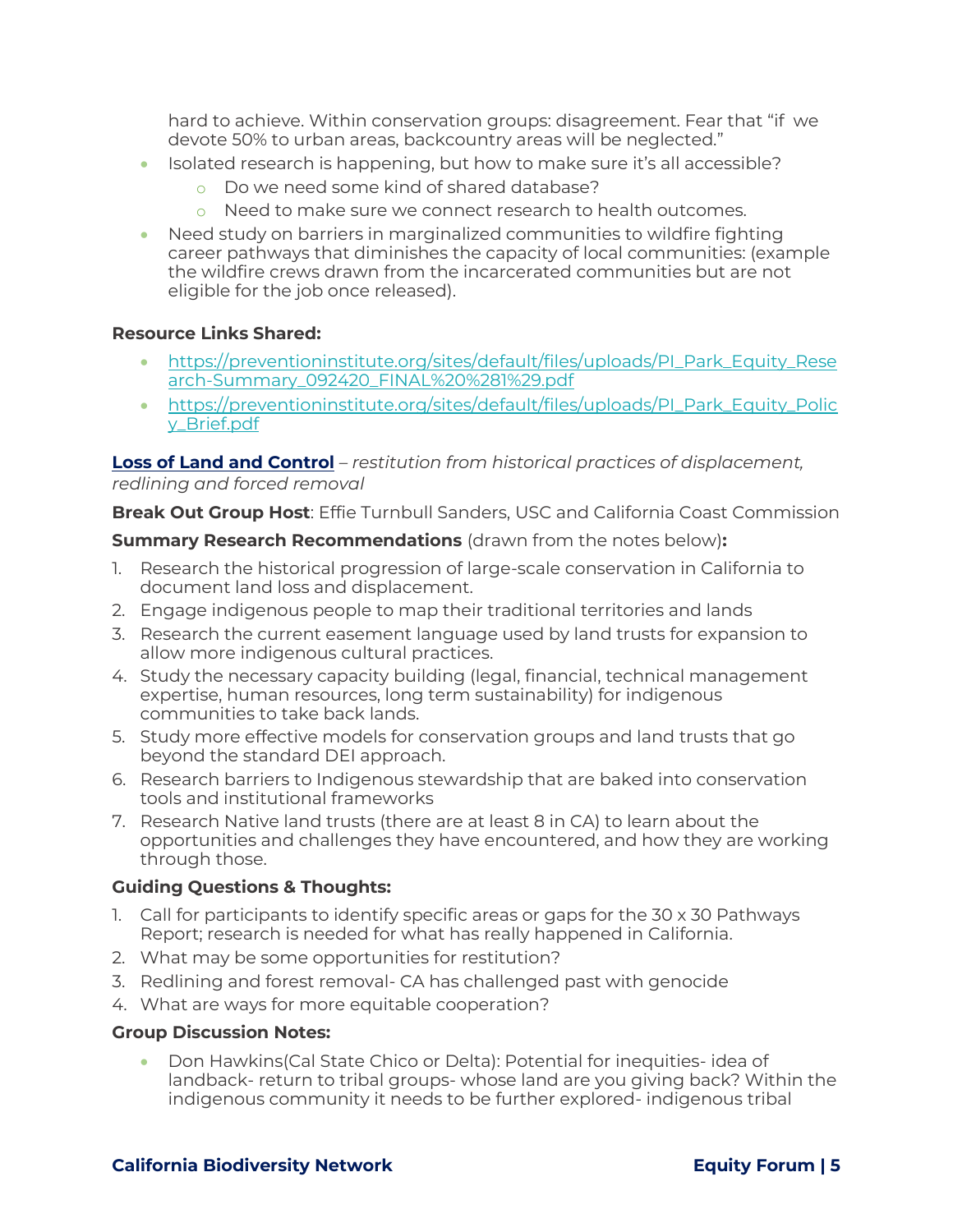hard to achieve. Within conservation groups: disagreement. Fear that "if we devote 50% to urban areas, backcountry areas will be neglected."

- Isolated research is happening, but how to make sure it's all accessible?
  - Do we need some kind of shared database?
  - Need to make sure we connect research to health outcomes.
- Need study on barriers in marginalized communities to wildfire fighting career pathways that diminishes the capacity of local communities: (example the wildfire crews drawn from the incarcerated communities but are not eligible for the job once released).

**Resource Links Shared:**

- https://preventioninstitute.org/sites/default/files/uploads/PI_Park_Equity_Research-Summary_092420_FINAL%20%281%29.pdf
- https://preventioninstitute.org/sites/default/files/uploads/PI_Park_Equity_Policy_Brief.pdf

**Loss of Land and Control** – *restitution from historical practices of displacement, redlining and forced removal*

**Break Out Group Host**: Effie Turnbull Sanders, USC and California Coast Commission

**Summary Research Recommendations** (drawn from the notes below)**:**

1. Research the historical progression of large-scale conservation in California to document land loss and displacement.
2. Engage indigenous people to map their traditional territories and lands
3. Research the current easement language used by land trusts for expansion to allow more indigenous cultural practices.
4. Study the necessary capacity building (legal, financial, technical management expertise, human resources, long term sustainability) for indigenous communities to take back lands.
5. Study more effective models for conservation groups and land trusts that go beyond the standard DEI approach.
6. Research barriers to Indigenous stewardship that are baked into conservation tools and institutional frameworks
7. Research Native land trusts (there are at least 8 in CA) to learn about the opportunities and challenges they have encountered, and how they are working through those.

**Guiding Questions & Thoughts:**

1. Call for participants to identify specific areas or gaps for the 30 x 30 Pathways Report; research is needed for what has really happened in California.
2. What may be some opportunities for restitution?
3. Redlining and forest removal- CA has challenged past with genocide
4. What are ways for more equitable cooperation?

**Group Discussion Notes:**

- Don Hawkins(Cal State Chico or Delta): Potential for inequities- idea of landback- return to tribal groups- whose land are you giving back? Within the indigenous community it needs to be further explored- indigenous tribal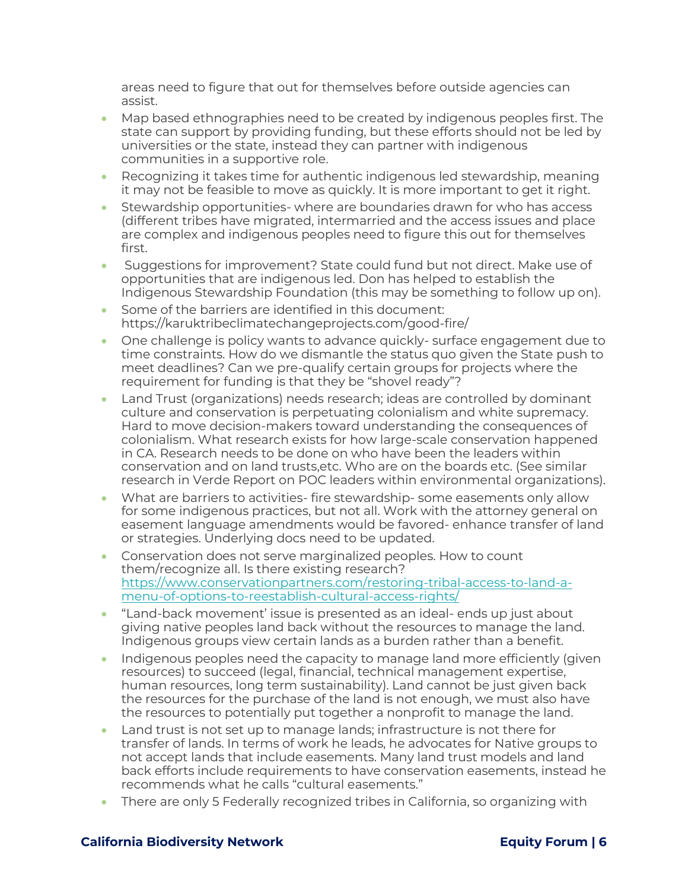areas need to figure that out for themselves before outside agencies can assist.

- Map based ethnographies need to be created by indigenous peoples first. The state can support by providing funding, but these efforts should not be led by universities or the state, instead they can partner with indigenous communities in a supportive role.
- Recognizing it takes time for authentic indigenous led stewardship, meaning it may not be feasible to move as quickly. It is more important to get it right.
- Stewardship opportunities- where are boundaries drawn for who has access (different tribes have migrated, intermarried and the access issues and place are complex and indigenous peoples need to figure this out for themselves first.
- Suggestions for improvement? State could fund but not direct. Make use of opportunities that are indigenous led. Don has helped to establish the Indigenous Stewardship Foundation (this may be something to follow up on).
- Some of the barriers are identified in this document: https://karuktribeclimatechangeprojects.com/good-fire/
- One challenge is policy wants to advance quickly- surface engagement due to time constraints. How do we dismantle the status quo given the State push to meet deadlines? Can we pre-qualify certain groups for projects where the requirement for funding is that they be "shovel ready"?
- Land Trust (organizations) needs research; ideas are controlled by dominant culture and conservation is perpetuating colonialism and white supremacy. Hard to move decision-makers toward understanding the consequences of colonialism. What research exists for how large-scale conservation happened in CA. Research needs to be done on who have been the leaders within conservation and on land trusts,etc. Who are on the boards etc. (See similar research in Verde Report on POC leaders within environmental organizations).
- What are barriers to activities- fire stewardship- some easements only allow for some indigenous practices, but not all. Work with the attorney general on easement language amendments would be favored- enhance transfer of land or strategies. Underlying docs need to be updated.
- Conservation does not serve marginalized peoples. How to count them/recognize all. Is there existing research? [https://www.conservationpartners.com/restoring-tribal-access-to-land-a-menu-of-options-to-reestablish-cultural-access-rights/](https://www.conservationpartners.com/restoring-tribal-access-to-land-a-menu-of-options-to-reestablish-cultural-access-rights/)
- "Land-back movement' issue is presented as an ideal- ends up just about giving native peoples land back without the resources to manage the land. Indigenous groups view certain lands as a burden rather than a benefit.
- Indigenous peoples need the capacity to manage land more efficiently (given resources) to succeed (legal, financial, technical management expertise, human resources, long term sustainability). Land cannot be just given back the resources for the purchase of the land is not enough, we must also have the resources to potentially put together a nonprofit to manage the land.
- Land trust is not set up to manage lands; infrastructure is not there for transfer of lands. In terms of work he leads, he advocates for Native groups to not accept lands that include easements. Many land trust models and land back efforts include requirements to have conservation easements, instead he recommends what he calls "cultural easements."
- There are only 5 Federally recognized tribes in California, so organizing with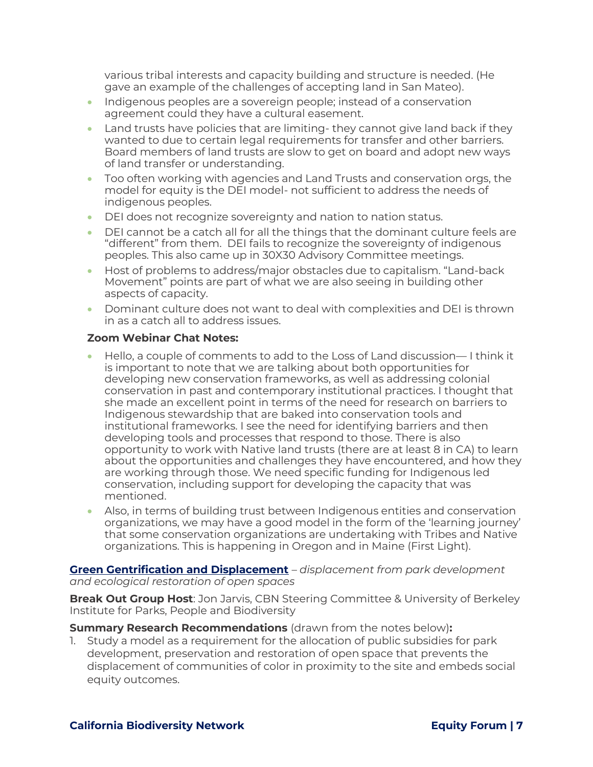various tribal interests and capacity building and structure is needed. (He gave an example of the challenges of accepting land in San Mateo).

- Indigenous peoples are a sovereign people; instead of a conservation agreement could they have a cultural easement.
- Land trusts have policies that are limiting- they cannot give land back if they wanted to due to certain legal requirements for transfer and other barriers. Board members of land trusts are slow to get on board and adopt new ways of land transfer or understanding.
- Too often working with agencies and Land Trusts and conservation orgs, the model for equity is the DEI model- not sufficient to address the needs of indigenous peoples.
- DEI does not recognize sovereignty and nation to nation status.
- DEI cannot be a catch all for all the things that the dominant culture feels are "different" from them. DEI fails to recognize the sovereignty of indigenous peoples. This also came up in 30X30 Advisory Committee meetings.
- Host of problems to address/major obstacles due to capitalism. "Land-back Movement" points are part of what we are also seeing in building other aspects of capacity.
- Dominant culture does not want to deal with complexities and DEI is thrown in as a catch all to address issues.

**Zoom Webinar Chat Notes:**

- Hello, a couple of comments to add to the Loss of Land discussion— I think it is important to note that we are talking about both opportunities for developing new conservation frameworks, as well as addressing colonial conservation in past and contemporary institutional practices. I thought that she made an excellent point in terms of the need for research on barriers to Indigenous stewardship that are baked into conservation tools and institutional frameworks. I see the need for identifying barriers and then developing tools and processes that respond to those. There is also opportunity to work with Native land trusts (there are at least 8 in CA) to learn about the opportunities and challenges they have encountered, and how they are working through those. We need specific funding for Indigenous led conservation, including support for developing the capacity that was mentioned.
- Also, in terms of building trust between Indigenous entities and conservation organizations, we may have a good model in the form of the 'learning journey' that some conservation organizations are undertaking with Tribes and Native organizations. This is happening in Oregon and in Maine (First Light).

**Green Gentrification and Displacement** – *displacement from park development and ecological restoration of open spaces*

**Break Out Group Host**: Jon Jarvis, CBN Steering Committee & University of Berkeley Institute for Parks, People and Biodiversity

**Summary Research Recommendations** (drawn from the notes below)**:**

1. Study a model as a requirement for the allocation of public subsidies for park development, preservation and restoration of open space that prevents the displacement of communities of color in proximity to the site and embeds social equity outcomes.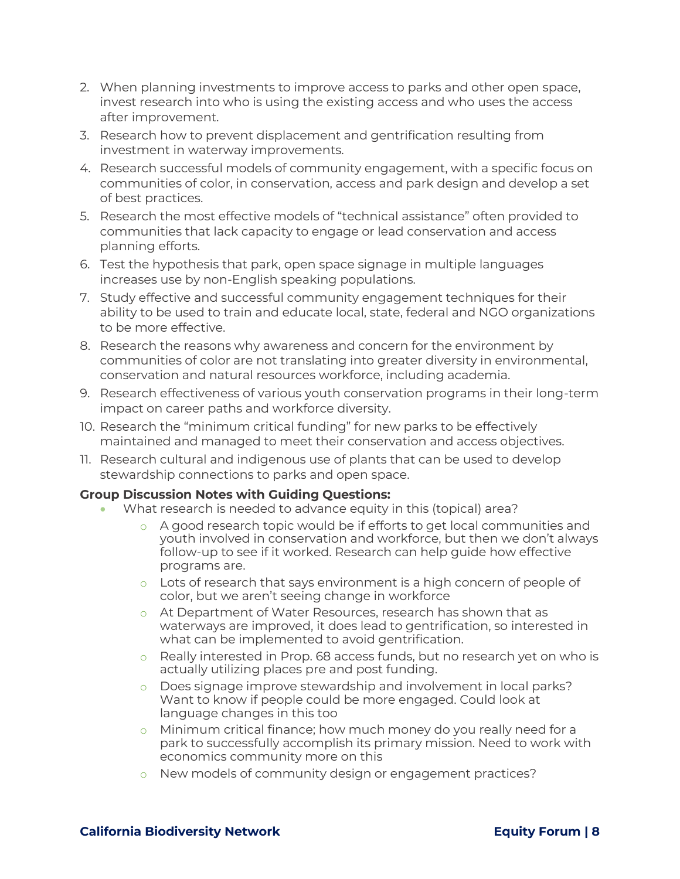2. When planning investments to improve access to parks and other open space, invest research into who is using the existing access and who uses the access after improvement.
3. Research how to prevent displacement and gentrification resulting from investment in waterway improvements.
4. Research successful models of community engagement, with a specific focus on communities of color, in conservation, access and park design and develop a set of best practices.
5. Research the most effective models of "technical assistance" often provided to communities that lack capacity to engage or lead conservation and access planning efforts.
6. Test the hypothesis that park, open space signage in multiple languages increases use by non-English speaking populations.
7. Study effective and successful community engagement techniques for their ability to be used to train and educate local, state, federal and NGO organizations to be more effective.
8. Research the reasons why awareness and concern for the environment by communities of color are not translating into greater diversity in environmental, conservation and natural resources workforce, including academia.
9. Research effectiveness of various youth conservation programs in their long-term impact on career paths and workforce diversity.
10. Research the "minimum critical funding" for new parks to be effectively maintained and managed to meet their conservation and access objectives.
11. Research cultural and indigenous use of plants that can be used to develop stewardship connections to parks and open space.

**Group Discussion Notes with Guiding Questions:**

- What research is needed to advance equity in this (topical) area?
  - A good research topic would be if efforts to get local communities and youth involved in conservation and workforce, but then we don't always follow-up to see if it worked. Research can help guide how effective programs are.
  - Lots of research that says environment is a high concern of people of color, but we aren't seeing change in workforce
  - At Department of Water Resources, research has shown that as waterways are improved, it does lead to gentrification, so interested in what can be implemented to avoid gentrification.
  - Really interested in Prop. 68 access funds, but no research yet on who is actually utilizing places pre and post funding.
  - Does signage improve stewardship and involvement in local parks? Want to know if people could be more engaged. Could look at language changes in this too
  - Minimum critical finance; how much money do you really need for a park to successfully accomplish its primary mission. Need to work with economics community more on this
  - New models of community design or engagement practices?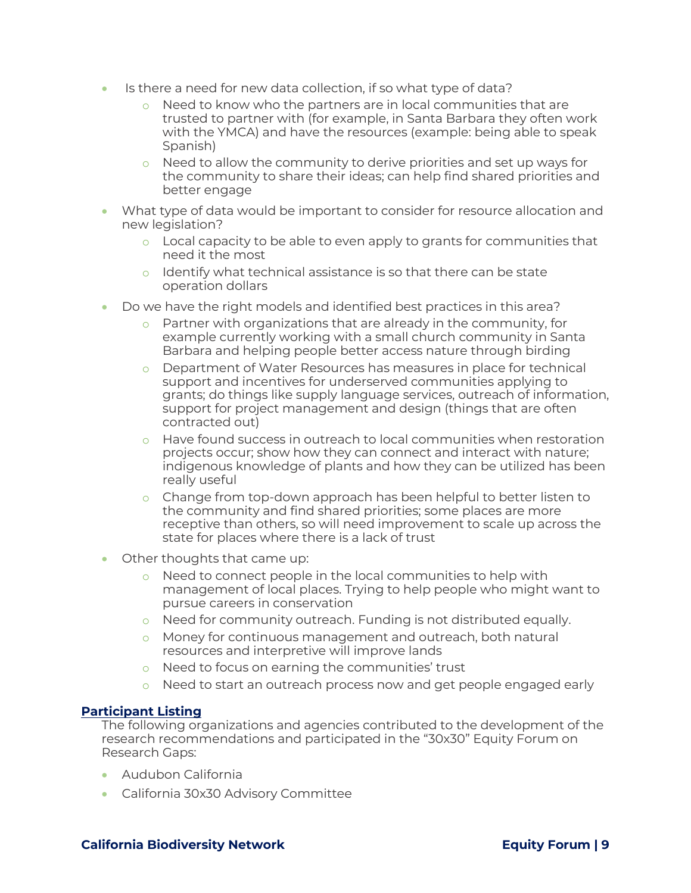- Is there a need for new data collection, if so what type of data?
  - Need to know who the partners are in local communities that are trusted to partner with (for example, in Santa Barbara they often work with the YMCA) and have the resources (example: being able to speak Spanish)
  - Need to allow the community to derive priorities and set up ways for the community to share their ideas; can help find shared priorities and better engage
- What type of data would be important to consider for resource allocation and new legislation?
  - Local capacity to be able to even apply to grants for communities that need it the most
  - Identify what technical assistance is so that there can be state operation dollars
- Do we have the right models and identified best practices in this area?
  - Partner with organizations that are already in the community, for example currently working with a small church community in Santa Barbara and helping people better access nature through birding
  - Department of Water Resources has measures in place for technical support and incentives for underserved communities applying to grants; do things like supply language services, outreach of information, support for project management and design (things that are often contracted out)
  - Have found success in outreach to local communities when restoration projects occur; show how they can connect and interact with nature; indigenous knowledge of plants and how they can be utilized has been really useful
  - Change from top-down approach has been helpful to better listen to the community and find shared priorities; some places are more receptive than others, so will need improvement to scale up across the state for places where there is a lack of trust
- Other thoughts that came up:
  - Need to connect people in the local communities to help with management of local places. Trying to help people who might want to pursue careers in conservation
  - Need for community outreach. Funding is not distributed equally.
  - Money for continuous management and outreach, both natural resources and interpretive will improve lands
  - Need to focus on earning the communities' trust
  - Need to start an outreach process now and get people engaged early

## Participant Listing

The following organizations and agencies contributed to the development of the research recommendations and participated in the "30x30" Equity Forum on Research Gaps:

- Audubon California
- California 30x30 Advisory Committee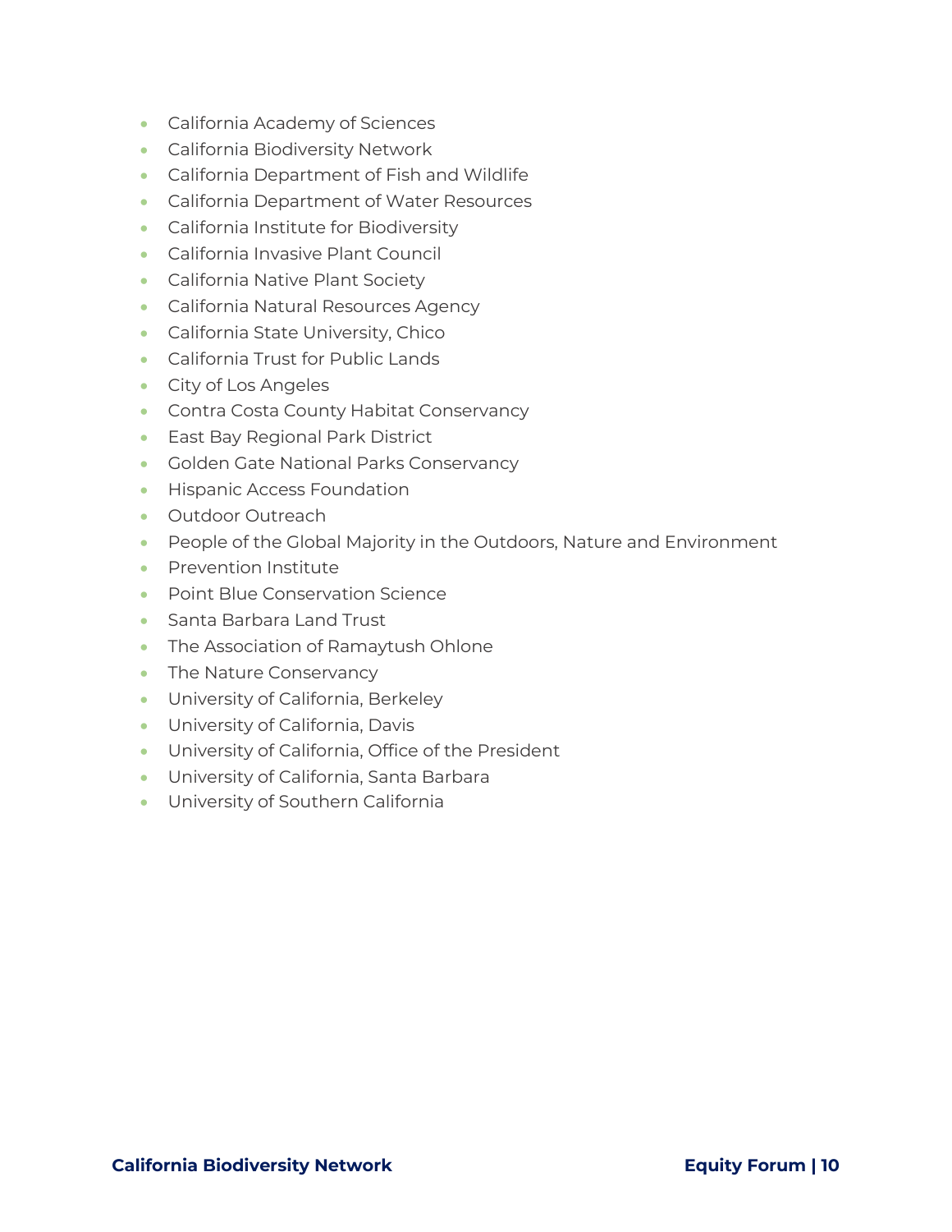- California Academy of Sciences
- California Biodiversity Network
- California Department of Fish and Wildlife
- California Department of Water Resources
- California Institute for Biodiversity
- California Invasive Plant Council
- California Native Plant Society
- California Natural Resources Agency
- California State University, Chico
- California Trust for Public Lands
- City of Los Angeles
- Contra Costa County Habitat Conservancy
- East Bay Regional Park District
- Golden Gate National Parks Conservancy
- Hispanic Access Foundation
- Outdoor Outreach
- People of the Global Majority in the Outdoors, Nature and Environment
- Prevention Institute
- Point Blue Conservation Science
- Santa Barbara Land Trust
- The Association of Ramaytush Ohlone
- The Nature Conservancy
- University of California, Berkeley
- University of California, Davis
- University of California, Office of the President
- University of California, Santa Barbara
- University of Southern California